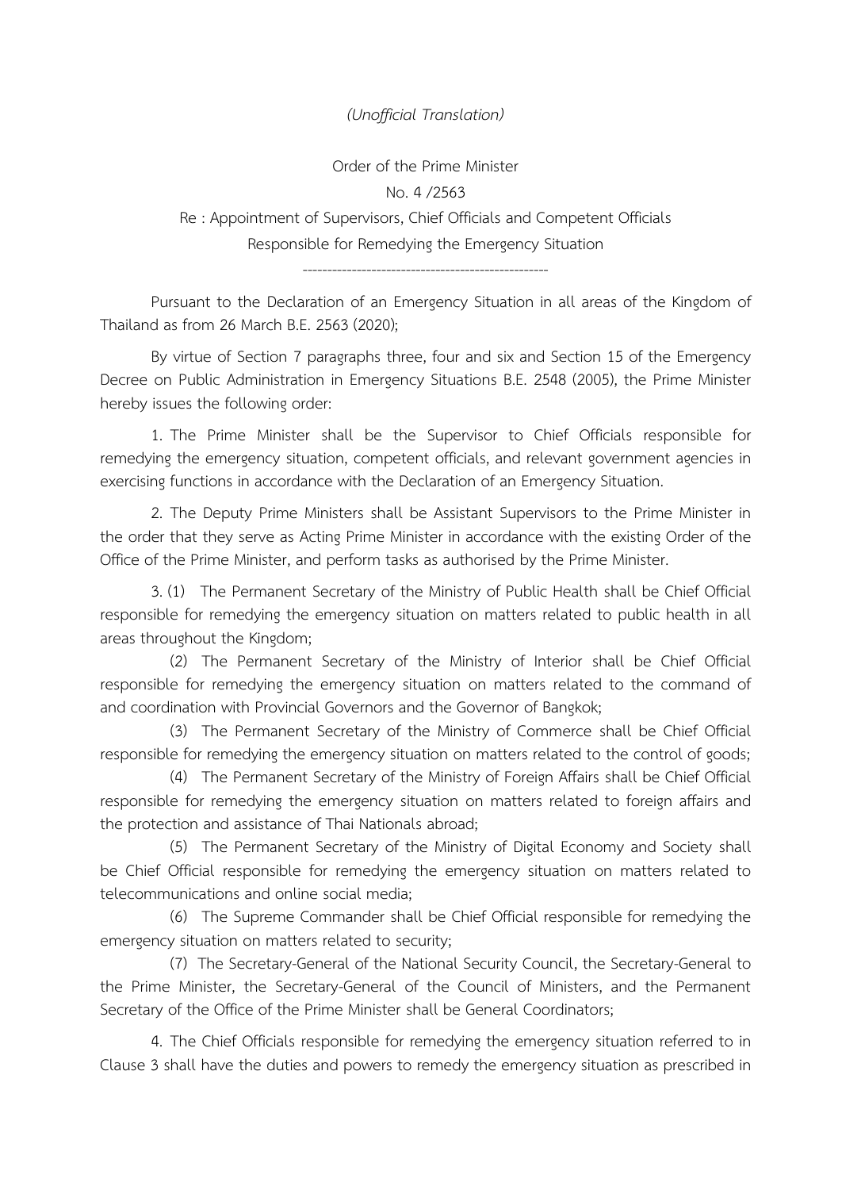*(Unofficial Translation)*

Order of the Prime Minister

No. 4 /2563

Re : Appointment of Supervisors, Chief Officials and Competent Officials Responsible for Remedying the Emergency Situation

---

Pursuant to the Declaration of an Emergency Situation in all areas of the Kingdom of Thailand as from 26 March B.E. 2563 (2020);

By virtue of Section 7 paragraphs three, four and six and Section 15 of the Emergency Decree on Public Administration in Emergency Situations B.E. 2548 (2005), the Prime Minister hereby issues the following order:

1. The Prime Minister shall be the Supervisor to Chief Officials responsible for remedying the emergency situation, competent officials, and relevant government agencies in exercising functions in accordance with the Declaration of an Emergency Situation.

2. The Deputy Prime Ministers shall be Assistant Supervisors to the Prime Minister in the order that they serve as Acting Prime Minister in accordance with the existing Order of the Office of the Prime Minister, and perform tasks as authorised by the Prime Minister.

3. (1) The Permanent Secretary of the Ministry of Public Health shall be Chief Official responsible for remedying the emergency situation on matters related to public health in all areas throughout the Kingdom;

(2) The Permanent Secretary of the Ministry of Interior shall be Chief Official responsible for remedying the emergency situation on matters related to the command of and coordination with Provincial Governors and the Governor of Bangkok;

(3) The Permanent Secretary of the Ministry of Commerce shall be Chief Official responsible for remedying the emergency situation on matters related to the control of goods;

(4) The Permanent Secretary of the Ministry of Foreign Affairs shall be Chief Official responsible for remedying the emergency situation on matters related to foreign affairs and the protection and assistance of Thai Nationals abroad;

(5) The Permanent Secretary of the Ministry of Digital Economy and Society shall be Chief Official responsible for remedying the emergency situation on matters related to telecommunications and online social media;

(6) The Supreme Commander shall be Chief Official responsible for remedying the emergency situation on matters related to security;

(7) The Secretary-General of the National Security Council, the Secretary-General to the Prime Minister, the Secretary-General of the Council of Ministers, and the Permanent Secretary of the Office of the Prime Minister shall be General Coordinators;

4. The Chief Officials responsible for remedying the emergency situation referred to in Clause 3 shall have the duties and powers to remedy the emergency situation as prescribed in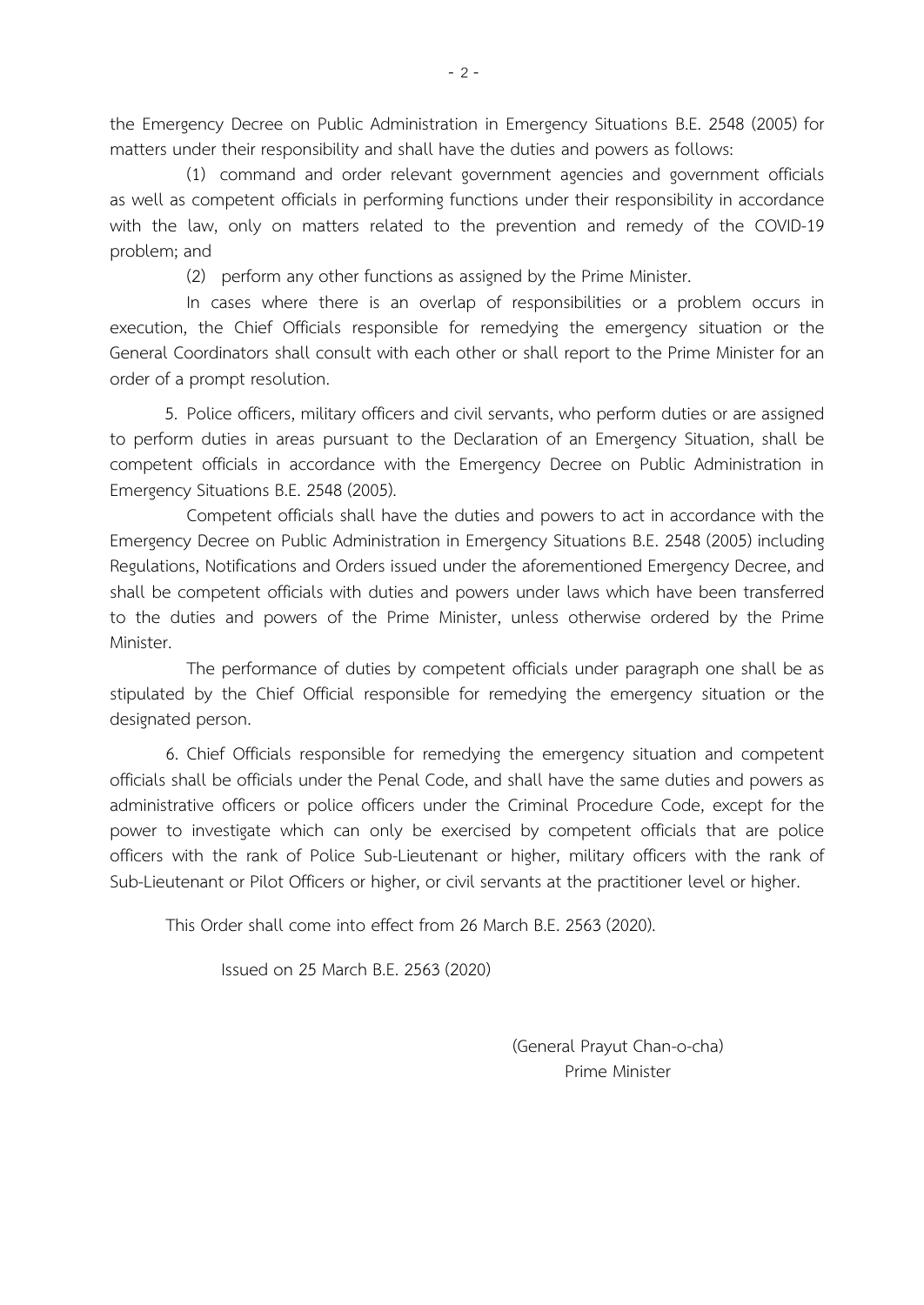the Emergency Decree on Public Administration in Emergency Situations B.E. 2548 (2005) for matters under their responsibility and shall have the duties and powers as follows:

(1) command and order relevant government agencies and government officials as well as competent officials in performing functions under their responsibility in accordance with the law, only on matters related to the prevention and remedy of the COVID-19 problem; and

(2) perform any other functions as assigned by the Prime Minister.

In cases where there is an overlap of responsibilities or a problem occurs in execution, the Chief Officials responsible for remedying the emergency situation or the General Coordinators shall consult with each other or shall report to the Prime Minister for an order of a prompt resolution.

5. Police officers, military officers and civil servants, who perform duties or are assigned to perform duties in areas pursuant to the Declaration of an Emergency Situation, shall be competent officials in accordance with the Emergency Decree on Public Administration in Emergency Situations B.E. 2548 (2005).

Competent officials shall have the duties and powers to act in accordance with the Emergency Decree on Public Administration in Emergency Situations B.E. 2548 (2005) including Regulations, Notifications and Orders issued under the aforementioned Emergency Decree, and shall be competent officials with duties and powers under laws which have been transferred to the duties and powers of the Prime Minister, unless otherwise ordered by the Prime Minister.

The performance of duties by competent officials under paragraph one shall be as stipulated by the Chief Official responsible for remedying the emergency situation or the designated person.

6. Chief Officials responsible for remedying the emergency situation and competent officials shall be officials under the Penal Code, and shall have the same duties and powers as administrative officers or police officers under the Criminal Procedure Code, except for the power to investigate which can only be exercised by competent officials that are police officers with the rank of Police Sub-Lieutenant or higher, military officers with the rank of Sub-Lieutenant or Pilot Officers or higher, or civil servants at the practitioner level or higher.

This Order shall come into effect from 26 March B.E. 2563 (2020).

Issued on 25 March B.E. 2563 (2020)

(General Prayut Chan-o-cha)
Prime Minister